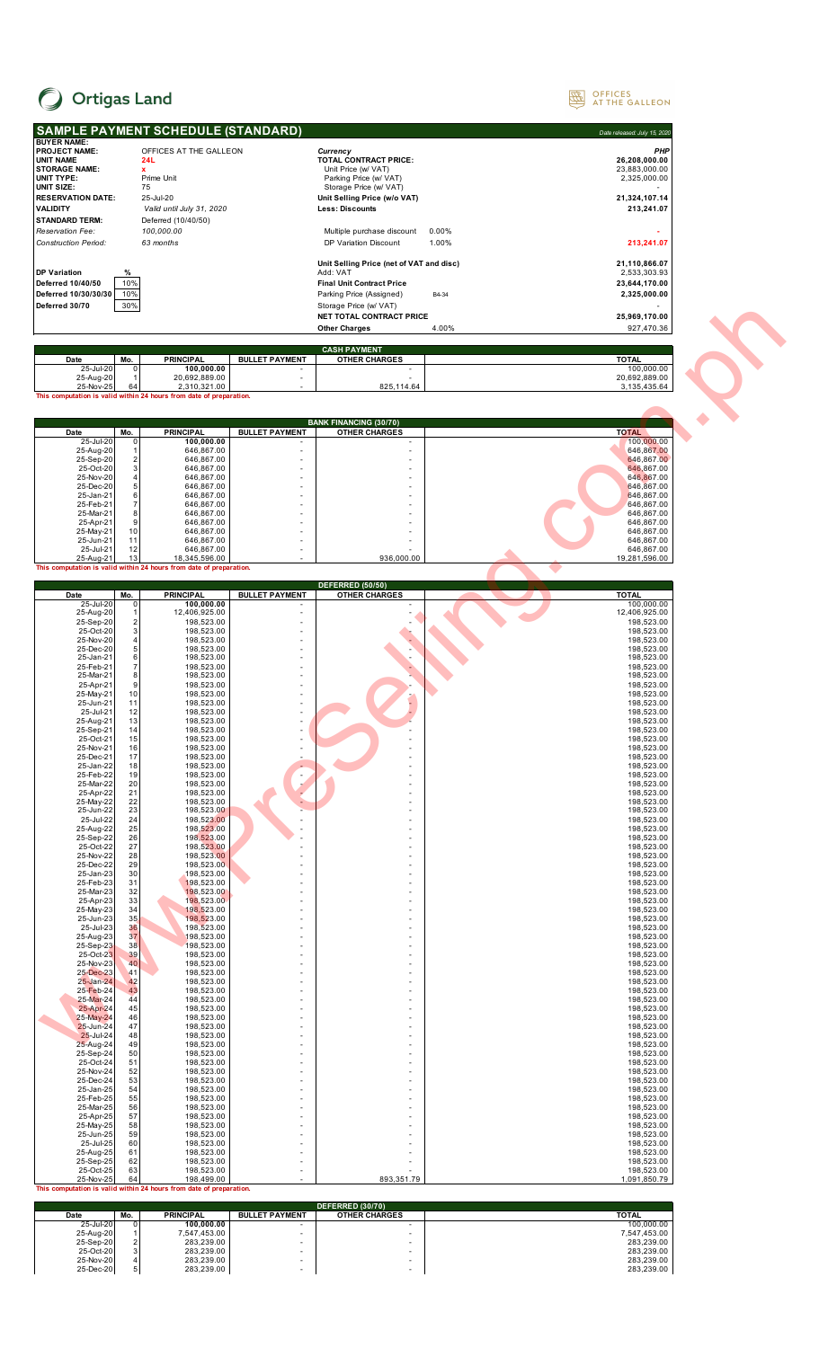Ortigas Land

OFFICES AT THE GALLEON

## SAMPLE PAYMENT SCHEDULE (STANDARD)

*Date released: July 15, 2020*

| | | | | |
|---|---|---|---|---|
| **BUYER NAME:** | | | | |
| **PROJECT NAME:** | OFFICES AT THE GALLEON | *Currency* | | *PHP* |
| **UNIT NAME** | 24L | **TOTAL CONTRACT PRICE:** | | **26,208,000.00** |
| **STORAGE NAME:** | x | Unit Price (w/ VAT) | | 23,883,000.00 |
| **UNIT TYPE:** | Prime Unit | Parking Price (w/ VAT) | | 2,325,000.00 |
| **UNIT SIZE:** | 75 | Storage Price (w/ VAT) | | - |
| **RESERVATION DATE:** | 25-Jul-20 | **Unit Selling Price (w/o VAT)** | | **21,324,107.14** |
| **VALIDITY** | *Valid until July 31, 2020* | **Less: Discounts** | | **213,241.07** |
| **STANDARD TERM:** | Deferred (10/40/50) | | | |
| *Reservation Fee:* | *100,000.00* | Multiple purchase discount | 0.00% | - |
| *Construction Period:* | *63 months* | DP Variation Discount | 1.00% | 213,241.07 |
| | | **Unit Selling Price (net of VAT and disc)** | | **21,110,866.07** |
| **DP Variation** | **%** | Add: VAT | | 2,533,303.93 |
| **Deferred 10/40/50** | 10% | **Final Unit Contract Price** | | **23,644,170.00** |
| **Deferred 10/30/30/30** | 10% | Parking Price (Assigned) | B4-34 | 2,325,000.00 |
| **Deferred 30/70** | 30% | Storage Price (w/ VAT) | | - |
| | | **NET TOTAL CONTRACT PRICE** | | **25,969,170.00** |
| | | **Other Charges** | 4.00% | 927,470.36 |

### CASH PAYMENT

| Date | Mo. | PRINCIPAL | BULLET PAYMENT | OTHER CHARGES | TOTAL |
|---|---|---|---|---|---|
| 25-Jul-20 | 0 | 100,000.00 | - | - | 100,000.00 |
| 25-Aug-20 | 1 | 20,692,889.00 | - | - | 20,692,889.00 |
| 25-Nov-25 | 64 | 2,310,321.00 | - | 825,114.64 | 3,135,435.64 |

**This computation is valid within 24 hours from date of preparation.**

### BANK FINANCING (30/70)

| Date | Mo. | PRINCIPAL | BULLET PAYMENT | OTHER CHARGES | TOTAL |
|---|---|---|---|---|---|
| 25-Jul-20 | 0 | 100,000.00 | - | - | 100,000.00 |
| 25-Aug-20 | 1 | 646,867.00 | - | - | 646,867.00 |
| 25-Sep-20 | 2 | 646,867.00 | - | - | 646,867.00 |
| 25-Oct-20 | 3 | 646,867.00 | - | - | 646,867.00 |
| 25-Nov-20 | 4 | 646,867.00 | - | - | 646,867.00 |
| 25-Dec-20 | 5 | 646,867.00 | - | - | 646,867.00 |
| 25-Jan-21 | 6 | 646,867.00 | - | - | 646,867.00 |
| 25-Feb-21 | 7 | 646,867.00 | - | - | 646,867.00 |
| 25-Mar-21 | 8 | 646,867.00 | - | - | 646,867.00 |
| 25-Apr-21 | 9 | 646,867.00 | - | - | 646,867.00 |
| 25-May-21 | 10 | 646,867.00 | - | - | 646,867.00 |
| 25-Jun-21 | 11 | 646,867.00 | - | - | 646,867.00 |
| 25-Jul-21 | 12 | 646,867.00 | - | - | 646,867.00 |
| 25-Aug-21 | 13 | 18,345,596.00 | - | 936,000.00 | 19,281,596.00 |

**This computation is valid within 24 hours from date of preparation.**

### DEFERRED (50/50)

| Date | Mo. | PRINCIPAL | BULLET PAYMENT | OTHER CHARGES | TOTAL |
|---|---|---|---|---|---|
| 25-Jul-20 | 0 | 100,000.00 | - | - | 100,000.00 |
| 25-Aug-20 | 1 | 12,406,925.00 | - | - | 12,406,925.00 |
| 25-Sep-20 | 2 | 198,523.00 | - | - | 198,523.00 |
| 25-Oct-20 | 3 | 198,523.00 | - | - | 198,523.00 |
| 25-Nov-20 | 4 | 198,523.00 | - | - | 198,523.00 |
| 25-Dec-20 | 5 | 198,523.00 | - | - | 198,523.00 |
| 25-Jan-21 | 6 | 198,523.00 | - | - | 198,523.00 |
| 25-Feb-21 | 7 | 198,523.00 | - | - | 198,523.00 |
| 25-Mar-21 | 8 | 198,523.00 | - | - | 198,523.00 |
| 25-Apr-21 | 9 | 198,523.00 | - | - | 198,523.00 |
| 25-May-21 | 10 | 198,523.00 | - | - | 198,523.00 |
| 25-Jun-21 | 11 | 198,523.00 | - | - | 198,523.00 |
| 25-Jul-21 | 12 | 198,523.00 | - | - | 198,523.00 |
| 25-Aug-21 | 13 | 198,523.00 | - | - | 198,523.00 |
| 25-Sep-21 | 14 | 198,523.00 | - | - | 198,523.00 |
| 25-Oct-21 | 15 | 198,523.00 | - | - | 198,523.00 |
| 25-Nov-21 | 16 | 198,523.00 | - | - | 198,523.00 |
| 25-Dec-21 | 17 | 198,523.00 | - | - | 198,523.00 |
| 25-Jan-22 | 18 | 198,523.00 | - | - | 198,523.00 |
| 25-Feb-22 | 19 | 198,523.00 | - | - | 198,523.00 |
| 25-Mar-22 | 20 | 198,523.00 | - | - | 198,523.00 |
| 25-Apr-22 | 21 | 198,523.00 | - | - | 198,523.00 |
| 25-May-22 | 22 | 198,523.00 | - | - | 198,523.00 |
| 25-Jun-22 | 23 | 198,523.00 | - | - | 198,523.00 |
| 25-Jul-22 | 24 | 198,523.00 | - | - | 198,523.00 |
| 25-Aug-22 | 25 | 198,523.00 | - | - | 198,523.00 |
| 25-Sep-22 | 26 | 198,523.00 | - | - | 198,523.00 |
| 25-Oct-22 | 27 | 198,523.00 | - | - | 198,523.00 |
| 25-Nov-22 | 28 | 198,523.00 | - | - | 198,523.00 |
| 25-Dec-22 | 29 | 198,523.00 | - | - | 198,523.00 |
| 25-Jan-23 | 30 | 198,523.00 | - | - | 198,523.00 |
| 25-Feb-23 | 31 | 198,523.00 | - | - | 198,523.00 |
| 25-Mar-23 | 32 | 198,523.00 | - | - | 198,523.00 |
| 25-Apr-23 | 33 | 198,523.00 | - | - | 198,523.00 |
| 25-May-23 | 34 | 198,523.00 | - | - | 198,523.00 |
| 25-Jun-23 | 35 | 198,523.00 | - | - | 198,523.00 |
| 25-Jul-23 | 36 | 198,523.00 | - | - | 198,523.00 |
| 25-Aug-23 | 37 | 198,523.00 | - | - | 198,523.00 |
| 25-Sep-23 | 38 | 198,523.00 | - | - | 198,523.00 |
| 25-Oct-23 | 39 | 198,523.00 | - | - | 198,523.00 |
| 25-Nov-23 | 40 | 198,523.00 | - | - | 198,523.00 |
| 25-Dec-23 | 41 | 198,523.00 | - | - | 198,523.00 |
| 25-Jan-24 | 42 | 198,523.00 | - | - | 198,523.00 |
| 25-Feb-24 | 43 | 198,523.00 | - | - | 198,523.00 |
| 25-Mar-24 | 44 | 198,523.00 | - | - | 198,523.00 |
| 25-Apr-24 | 45 | 198,523.00 | - | - | 198,523.00 |
| 25-May-24 | 46 | 198,523.00 | - | - | 198,523.00 |
| 25-Jun-24 | 47 | 198,523.00 | - | - | 198,523.00 |
| 25-Jul-24 | 48 | 198,523.00 | - | - | 198,523.00 |
| 25-Aug-24 | 49 | 198,523.00 | - | - | 198,523.00 |
| 25-Sep-24 | 50 | 198,523.00 | - | - | 198,523.00 |
| 25-Oct-24 | 51 | 198,523.00 | - | - | 198,523.00 |
| 25-Nov-24 | 52 | 198,523.00 | - | - | 198,523.00 |
| 25-Dec-24 | 53 | 198,523.00 | - | - | 198,523.00 |
| 25-Jan-25 | 54 | 198,523.00 | - | - | 198,523.00 |
| 25-Feb-25 | 55 | 198,523.00 | - | - | 198,523.00 |
| 25-Mar-25 | 56 | 198,523.00 | - | - | 198,523.00 |
| 25-Apr-25 | 57 | 198,523.00 | - | - | 198,523.00 |
| 25-May-25 | 58 | 198,523.00 | - | - | 198,523.00 |
| 25-Jun-25 | 59 | 198,523.00 | - | - | 198,523.00 |
| 25-Jul-25 | 60 | 198,523.00 | - | - | 198,523.00 |
| 25-Aug-25 | 61 | 198,523.00 | - | - | 198,523.00 |
| 25-Sep-25 | 62 | 198,523.00 | - | - | 198,523.00 |
| 25-Oct-25 | 63 | 198,523.00 | - | - | 198,523.00 |
| 25-Nov-25 | 64 | 198,499.00 | - | 893,351.79 | 1,091,850.79 |

**This computation is valid within 24 hours from date of preparation.**

### DEFERRED (30/70)

| Date | Mo. | PRINCIPAL | BULLET PAYMENT | OTHER CHARGES | TOTAL |
|---|---|---|---|---|---|
| 25-Jul-20 | 0 | 100,000.00 | - | - | 100,000.00 |
| 25-Aug-20 | 1 | 7,547,453.00 | - | - | 7,547,453.00 |
| 25-Sep-20 | 2 | 283,239.00 | - | - | 283,239.00 |
| 25-Oct-20 | 3 | 283,239.00 | - | - | 283,239.00 |
| 25-Nov-20 | 4 | 283,239.00 | - | - | 283,239.00 |
| 25-Dec-20 | 5 | 283,239.00 | - | - | 283,239.00 |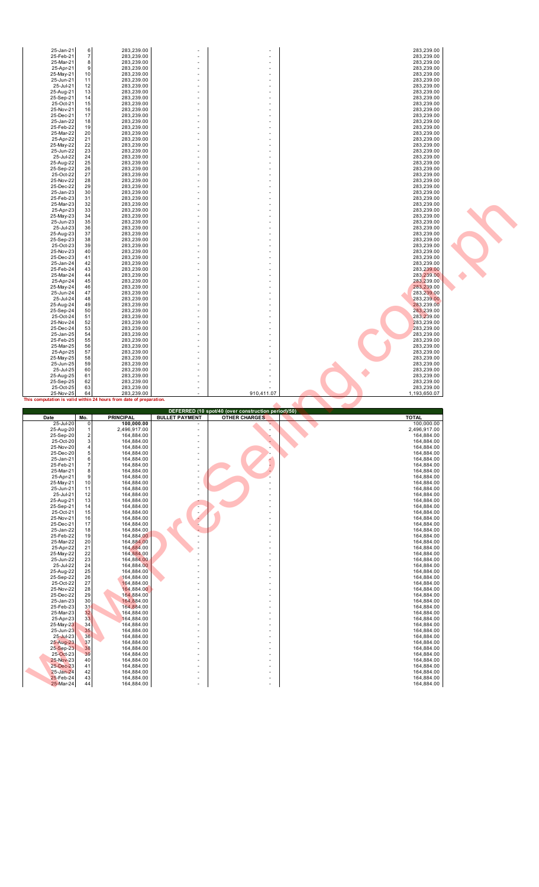| 25-Jan-21 | 6 | 283,239.00 | - | - | 283,239.00 |
|---|---|---|---|---|---|
| 25-Feb-21 | 7 | 283,239.00 | - | - | 283,239.00 |
| 25-Mar-21 | 8 | 283,239.00 | - | - | 283,239.00 |
| 25-Apr-21 | 9 | 283,239.00 | - | - | 283,239.00 |
| 25-May-21 | 10 | 283,239.00 | - | - | 283,239.00 |
| 25-Jun-21 | 11 | 283,239.00 | - | - | 283,239.00 |
| 25-Jul-21 | 12 | 283,239.00 | - | - | 283,239.00 |
| 25-Aug-21 | 13 | 283,239.00 | - | - | 283,239.00 |
| 25-Sep-21 | 14 | 283,239.00 | - | - | 283,239.00 |
| 25-Oct-21 | 15 | 283,239.00 | - | - | 283,239.00 |
| 25-Nov-21 | 16 | 283,239.00 | - | - | 283,239.00 |
| 25-Dec-21 | 17 | 283,239.00 | - | - | 283,239.00 |
| 25-Jan-22 | 18 | 283,239.00 | - | - | 283,239.00 |
| 25-Feb-22 | 19 | 283,239.00 | - | - | 283,239.00 |
| 25-Mar-22 | 20 | 283,239.00 | - | - | 283,239.00 |
| 25-Apr-22 | 21 | 283,239.00 | - | - | 283,239.00 |
| 25-May-22 | 22 | 283,239.00 | - | - | 283,239.00 |
| 25-Jun-22 | 23 | 283,239.00 | - | - | 283,239.00 |
| 25-Jul-22 | 24 | 283,239.00 | - | - | 283,239.00 |
| 25-Aug-22 | 25 | 283,239.00 | - | - | 283,239.00 |
| 25-Sep-22 | 26 | 283,239.00 | - | - | 283,239.00 |
| 25-Oct-22 | 27 | 283,239.00 | - | - | 283,239.00 |
| 25-Nov-22 | 28 | 283,239.00 | - | - | 283,239.00 |
| 25-Dec-22 | 29 | 283,239.00 | - | - | 283,239.00 |
| 25-Jan-23 | 30 | 283,239.00 | - | - | 283,239.00 |
| 25-Feb-23 | 31 | 283,239.00 | - | - | 283,239.00 |
| 25-Mar-23 | 32 | 283,239.00 | - | - | 283,239.00 |
| 25-Apr-23 | 33 | 283,239.00 | - | - | 283,239.00 |
| 25-May-23 | 34 | 283,239.00 | - | - | 283,239.00 |
| 25-Jun-23 | 35 | 283,239.00 | - | - | 283,239.00 |
| 25-Jul-23 | 36 | 283,239.00 | - | - | 283,239.00 |
| 25-Aug-23 | 37 | 283,239.00 | - | - | 283,239.00 |
| 25-Sep-23 | 38 | 283,239.00 | - | - | 283,239.00 |
| 25-Oct-23 | 39 | 283,239.00 | - | - | 283,239.00 |
| 25-Nov-23 | 40 | 283,239.00 | - | - | 283,239.00 |
| 25-Dec-23 | 41 | 283,239.00 | - | - | 283,239.00 |
| 25-Jan-24 | 42 | 283,239.00 | - | - | 283,239.00 |
| 25-Feb-24 | 43 | 283,239.00 | - | - | 283,239.00 |
| 25-Mar-24 | 44 | 283,239.00 | - | - | 283,239.00 |
| 25-Apr-24 | 45 | 283,239.00 | - | - | 283,239.00 |
| 25-May-24 | 46 | 283,239.00 | - | - | 283,239.00 |
| 25-Jun-24 | 47 | 283,239.00 | - | - | 283,239.00 |
| 25-Jul-24 | 48 | 283,239.00 | - | - | 283,239.00 |
| 25-Aug-24 | 49 | 283,239.00 | - | - | 283,239.00 |
| 25-Sep-24 | 50 | 283,239.00 | - | - | 283,239.00 |
| 25-Oct-24 | 51 | 283,239.00 | - | - | 283,239.00 |
| 25-Nov-24 | 52 | 283,239.00 | - | - | 283,239.00 |
| 25-Dec-24 | 53 | 283,239.00 | - | - | 283,239.00 |
| 25-Jan-25 | 54 | 283,239.00 | - | - | 283,239.00 |
| 25-Feb-25 | 55 | 283,239.00 | - | - | 283,239.00 |
| 25-Mar-25 | 56 | 283,239.00 | - | - | 283,239.00 |
| 25-Apr-25 | 57 | 283,239.00 | - | - | 283,239.00 |
| 25-May-25 | 58 | 283,239.00 | - | - | 283,239.00 |
| 25-Jun-25 | 59 | 283,239.00 | - | - | 283,239.00 |
| 25-Jul-25 | 60 | 283,239.00 | - | - | 283,239.00 |
| 25-Aug-25 | 61 | 283,239.00 | - | - | 283,239.00 |
| 25-Sep-25 | 62 | 283,239.00 | - | - | 283,239.00 |
| 25-Oct-25 | 63 | 283,239.00 | - | - | 283,239.00 |
| 25-Nov-25 | 64 | 283,239.00 | - | 910,411.07 | 1,193,650.07 |

**This computation is valid within 24 hours from date of preparation.**

| DEFERRED (10 spot/40 (over construction period)/50) | | | | | |
|---|---|---|---|---|---|
| **Date** | **Mo.** | **PRINCIPAL** | **BULLET PAYMENT** | **OTHER CHARGES** | **TOTAL** |
| 25-Jul-20 | 0 | **100,000.00** | - | - | 100,000.00 |
| 25-Aug-20 | 1 | 2,496,917.00 | - | - | 2,496,917.00 |
| 25-Sep-20 | 2 | 164,884.00 | - | - | 164,884.00 |
| 25-Oct-20 | 3 | 164,884.00 | - | - | 164,884.00 |
| 25-Nov-20 | 4 | 164,884.00 | - | - | 164,884.00 |
| 25-Dec-20 | 5 | 164,884.00 | - | - | 164,884.00 |
| 25-Jan-21 | 6 | 164,884.00 | - | - | 164,884.00 |
| 25-Feb-21 | 7 | 164,884.00 | - | - | 164,884.00 |
| 25-Mar-21 | 8 | 164,884.00 | - | - | 164,884.00 |
| 25-Apr-21 | 9 | 164,884.00 | - | - | 164,884.00 |
| 25-May-21 | 10 | 164,884.00 | - | - | 164,884.00 |
| 25-Jun-21 | 11 | 164,884.00 | - | - | 164,884.00 |
| 25-Jul-21 | 12 | 164,884.00 | - | - | 164,884.00 |
| 25-Aug-21 | 13 | 164,884.00 | - | - | 164,884.00 |
| 25-Sep-21 | 14 | 164,884.00 | - | - | 164,884.00 |
| 25-Oct-21 | 15 | 164,884.00 | - | - | 164,884.00 |
| 25-Nov-21 | 16 | 164,884.00 | - | - | 164,884.00 |
| 25-Dec-21 | 17 | 164,884.00 | - | - | 164,884.00 |
| 25-Jan-22 | 18 | 164,884.00 | - | - | 164,884.00 |
| 25-Feb-22 | 19 | 164,884.00 | - | - | 164,884.00 |
| 25-Mar-22 | 20 | 164,884.00 | - | - | 164,884.00 |
| 25-Apr-22 | 21 | 164,884.00 | - | - | 164,884.00 |
| 25-May-22 | 22 | 164,884.00 | - | - | 164,884.00 |
| 25-Jun-22 | 23 | 164,884.00 | - | - | 164,884.00 |
| 25-Jul-22 | 24 | 164,884.00 | - | - | 164,884.00 |
| 25-Aug-22 | 25 | 164,884.00 | - | - | 164,884.00 |
| 25-Sep-22 | 26 | 164,884.00 | - | - | 164,884.00 |
| 25-Oct-22 | 27 | 164,884.00 | - | - | 164,884.00 |
| 25-Nov-22 | 28 | 164,884.00 | - | - | 164,884.00 |
| 25-Dec-22 | 29 | 164,884.00 | - | - | 164,884.00 |
| 25-Jan-23 | 30 | 164,884.00 | - | - | 164,884.00 |
| 25-Feb-23 | 31 | 164,884.00 | - | - | 164,884.00 |
| 25-Mar-23 | 32 | 164,884.00 | - | - | 164,884.00 |
| 25-Apr-23 | 33 | 164,884.00 | - | - | 164,884.00 |
| 25-May-23 | 34 | 164,884.00 | - | - | 164,884.00 |
| 25-Jun-23 | 35 | 164,884.00 | - | - | 164,884.00 |
| 25-Jul-23 | 36 | 164,884.00 | - | - | 164,884.00 |
| 25-Aug-23 | 37 | 164,884.00 | - | - | 164,884.00 |
| 25-Sep-23 | 38 | 164,884.00 | - | - | 164,884.00 |
| 25-Oct-23 | 39 | 164,884.00 | - | - | 164,884.00 |
| 25-Nov-23 | 40 | 164,884.00 | - | - | 164,884.00 |
| 25-Dec-23 | 41 | 164,884.00 | - | - | 164,884.00 |
| 25-Jan-24 | 42 | 164,884.00 | - | - | 164,884.00 |
| 25-Feb-24 | 43 | 164,884.00 | - | - | 164,884.00 |
| 25-Mar-24 | 44 | 164,884.00 | - | - | 164,884.00 |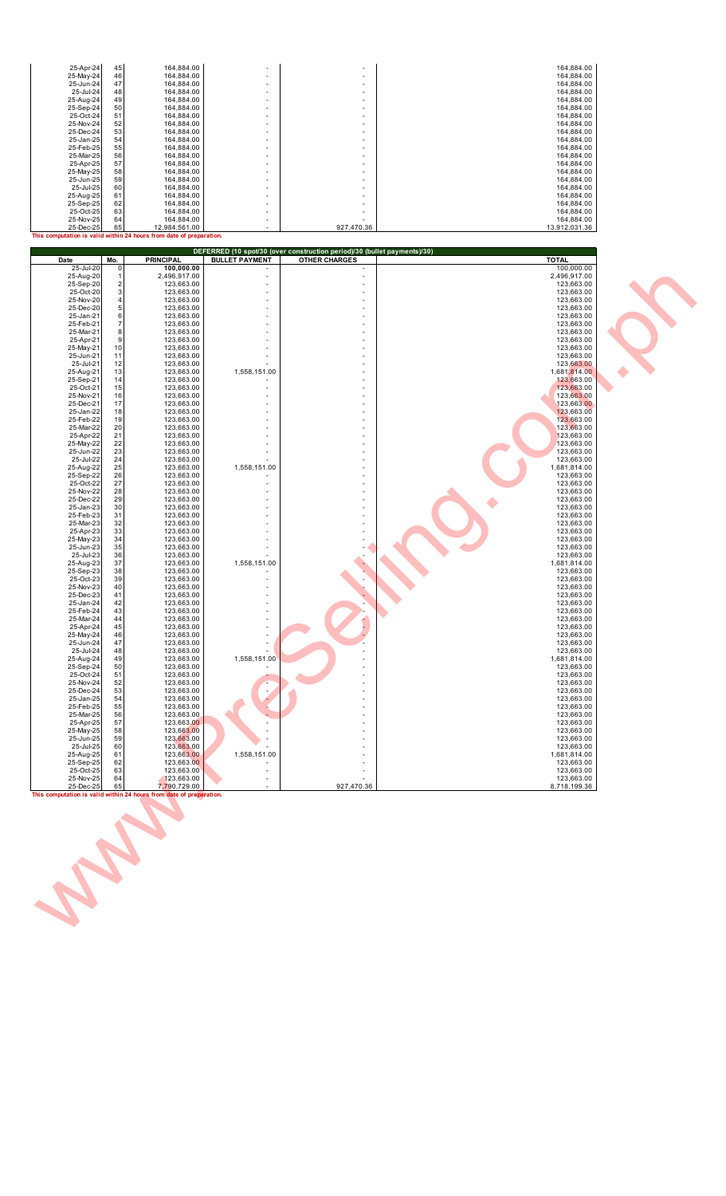| | | | | | |
|---|---|---|---|---|---|
| 25-Apr-24 | 45 | 164,884.00 | - | - | 164,884.00 |
| 25-May-24 | 46 | 164,884.00 | - | - | 164,884.00 |
| 25-Jun-24 | 47 | 164,884.00 | - | - | 164,884.00 |
| 25-Jul-24 | 48 | 164,884.00 | - | - | 164,884.00 |
| 25-Aug-24 | 49 | 164,884.00 | - | - | 164,884.00 |
| 25-Sep-24 | 50 | 164,884.00 | - | - | 164,884.00 |
| 25-Oct-24 | 51 | 164,884.00 | - | - | 164,884.00 |
| 25-Nov-24 | 52 | 164,884.00 | - | - | 164,884.00 |
| 25-Dec-24 | 53 | 164,884.00 | - | - | 164,884.00 |
| 25-Jan-25 | 54 | 164,884.00 | - | - | 164,884.00 |
| 25-Feb-25 | 55 | 164,884.00 | - | - | 164,884.00 |
| 25-Mar-25 | 56 | 164,884.00 | - | - | 164,884.00 |
| 25-Apr-25 | 57 | 164,884.00 | - | - | 164,884.00 |
| 25-May-25 | 58 | 164,884.00 | - | - | 164,884.00 |
| 25-Jun-25 | 59 | 164,884.00 | - | - | 164,884.00 |
| 25-Jul-25 | 60 | 164,884.00 | - | - | 164,884.00 |
| 25-Aug-25 | 61 | 164,884.00 | - | - | 164,884.00 |
| 25-Sep-25 | 62 | 164,884.00 | - | - | 164,884.00 |
| 25-Oct-25 | 63 | 164,884.00 | - | - | 164,884.00 |
| 25-Nov-25 | 64 | 164,884.00 | - | - | 164,884.00 |
| 25-Dec-25 | 65 | 12,984,561.00 | - | 927,470.36 | 13,912,031.36 |

**This computation is valid within 24 hours from date of preparation.**

| DEFERRED (10 spot/30 (over construction period)/30 (bullet payments)/30) | | | | | |
|---|---|---|---|---|---|
| **Date** | **Mo.** | **PRINCIPAL** | **BULLET PAYMENT** | **OTHER CHARGES** | **TOTAL** |
| 25-Jul-20 | 0 | 100,000.00 | - | - | 100,000.00 |
| 25-Aug-20 | 1 | 2,496,917.00 | - | - | 2,496,917.00 |
| 25-Sep-20 | 2 | 123,663.00 | - | - | 123,663.00 |
| 25-Oct-20 | 3 | 123,663.00 | - | - | 123,663.00 |
| 25-Nov-20 | 4 | 123,663.00 | - | - | 123,663.00 |
| 25-Dec-20 | 5 | 123,663.00 | - | - | 123,663.00 |
| 25-Jan-21 | 6 | 123,663.00 | - | - | 123,663.00 |
| 25-Feb-21 | 7 | 123,663.00 | - | - | 123,663.00 |
| 25-Mar-21 | 8 | 123,663.00 | - | - | 123,663.00 |
| 25-Apr-21 | 9 | 123,663.00 | - | - | 123,663.00 |
| 25-May-21 | 10 | 123,663.00 | - | - | 123,663.00 |
| 25-Jun-21 | 11 | 123,663.00 | - | - | 123,663.00 |
| 25-Jul-21 | 12 | 123,663.00 | - | - | 123,663.00 |
| 25-Aug-21 | 13 | 123,663.00 | 1,558,151.00 | - | 1,681,814.00 |
| 25-Sep-21 | 14 | 123,663.00 | - | - | 123,663.00 |
| 25-Oct-21 | 15 | 123,663.00 | - | - | 123,663.00 |
| 25-Nov-21 | 16 | 123,663.00 | - | - | 123,663.00 |
| 25-Dec-21 | 17 | 123,663.00 | - | - | 123,663.00 |
| 25-Jan-22 | 18 | 123,663.00 | - | - | 123,663.00 |
| 25-Feb-22 | 19 | 123,663.00 | - | - | 123,663.00 |
| 25-Mar-22 | 20 | 123,663.00 | - | - | 123,663.00 |
| 25-Apr-22 | 21 | 123,663.00 | - | - | 123,663.00 |
| 25-May-22 | 22 | 123,663.00 | - | - | 123,663.00 |
| 25-Jun-22 | 23 | 123,663.00 | - | - | 123,663.00 |
| 25-Jul-22 | 24 | 123,663.00 | - | - | 123,663.00 |
| 25-Aug-22 | 25 | 123,663.00 | 1,558,151.00 | - | 1,681,814.00 |
| 25-Sep-22 | 26 | 123,663.00 | - | - | 123,663.00 |
| 25-Oct-22 | 27 | 123,663.00 | - | - | 123,663.00 |
| 25-Nov-22 | 28 | 123,663.00 | - | - | 123,663.00 |
| 25-Dec-22 | 29 | 123,663.00 | - | - | 123,663.00 |
| 25-Jan-23 | 30 | 123,663.00 | - | - | 123,663.00 |
| 25-Feb-23 | 31 | 123,663.00 | - | - | 123,663.00 |
| 25-Mar-23 | 32 | 123,663.00 | - | - | 123,663.00 |
| 25-Apr-23 | 33 | 123,663.00 | - | - | 123,663.00 |
| 25-May-23 | 34 | 123,663.00 | - | - | 123,663.00 |
| 25-Jun-23 | 35 | 123,663.00 | - | - | 123,663.00 |
| 25-Jul-23 | 36 | 123,663.00 | - | - | 123,663.00 |
| 25-Aug-23 | 37 | 123,663.00 | 1,558,151.00 | - | 1,681,814.00 |
| 25-Sep-23 | 38 | 123,663.00 | - | - | 123,663.00 |
| 25-Oct-23 | 39 | 123,663.00 | - | - | 123,663.00 |
| 25-Nov-23 | 40 | 123,663.00 | - | - | 123,663.00 |
| 25-Dec-23 | 41 | 123,663.00 | - | - | 123,663.00 |
| 25-Jan-24 | 42 | 123,663.00 | - | - | 123,663.00 |
| 25-Feb-24 | 43 | 123,663.00 | - | - | 123,663.00 |
| 25-Mar-24 | 44 | 123,663.00 | - | - | 123,663.00 |
| 25-Apr-24 | 45 | 123,663.00 | - | - | 123,663.00 |
| 25-May-24 | 46 | 123,663.00 | - | - | 123,663.00 |
| 25-Jun-24 | 47 | 123,663.00 | - | - | 123,663.00 |
| 25-Jul-24 | 48 | 123,663.00 | - | - | 123,663.00 |
| 25-Aug-24 | 49 | 123,663.00 | 1,558,151.00 | - | 1,681,814.00 |
| 25-Sep-24 | 50 | 123,663.00 | - | - | 123,663.00 |
| 25-Oct-24 | 51 | 123,663.00 | - | - | 123,663.00 |
| 25-Nov-24 | 52 | 123,663.00 | - | - | 123,663.00 |
| 25-Dec-24 | 53 | 123,663.00 | - | - | 123,663.00 |
| 25-Jan-25 | 54 | 123,663.00 | - | - | 123,663.00 |
| 25-Feb-25 | 55 | 123,663.00 | - | - | 123,663.00 |
| 25-Mar-25 | 56 | 123,663.00 | - | - | 123,663.00 |
| 25-Apr-25 | 57 | 123,663.00 | - | - | 123,663.00 |
| 25-May-25 | 58 | 123,663.00 | - | - | 123,663.00 |
| 25-Jun-25 | 59 | 123,663.00 | - | - | 123,663.00 |
| 25-Jul-25 | 60 | 123,663.00 | - | - | 123,663.00 |
| 25-Aug-25 | 61 | 123,663.00 | 1,558,151.00 | - | 1,681,814.00 |
| 25-Sep-25 | 62 | 123,663.00 | - | - | 123,663.00 |
| 25-Oct-25 | 63 | 123,663.00 | - | - | 123,663.00 |
| 25-Nov-25 | 64 | 123,663.00 | - | - | 123,663.00 |
| 25-Dec-25 | 65 | 7,790,729.00 | - | 927,470.36 | 8,718,199.36 |

**This computation is valid within 24 hours from date of preparation.**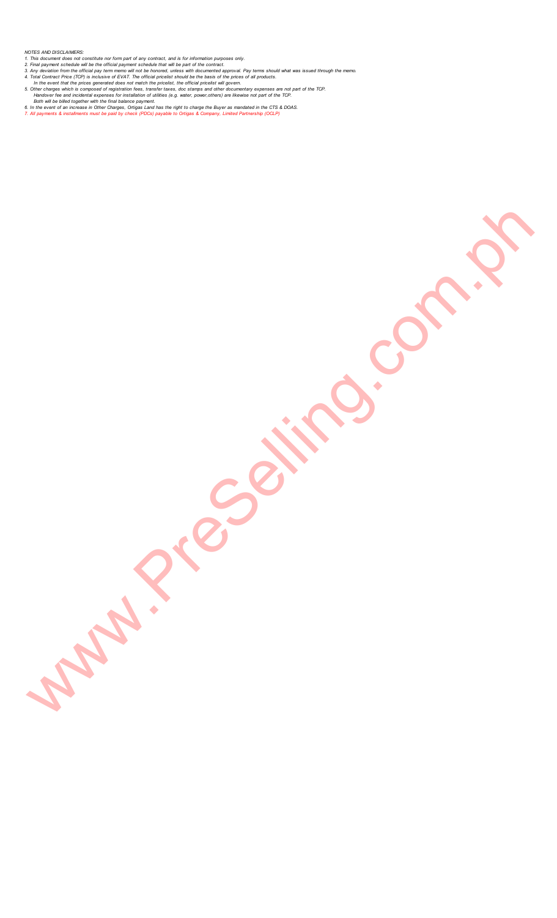*NOTES AND DISCLAIMERS:*

*1. This document does not constitute nor form part of any contract, and is for information purposes only.*

*2. Final payment schedule will be the official payment schedule that will be part of the contract.*

*3. Any deviation from the official pay term memo will not be honored, unless with documented approval. Pay terms should what was issued through the memo.*

*4. Total Contract Price (TCP) is inclusive of EVAT. The official pricelist should be the basis of the prices of all products.*
*In the event that the prices generated does not match the pricelist, the official pricelist will govern.*

*5. Other charges which is composed of registration fees, transfer taxes, doc stamps and other documentary expenses are not part of the TCP.*
*Handover fee and incidental expenses for installation of utilities (e.g. water, power,others) are likewise not part of the TCP.*
*Both will be billed together with the final balance payment.*

*6. In the event of an increase in Other Charges, Ortigas Land has the right to charge the Buyer as mandated in the CTS & DOAS.*

*7. All payments & installments must be paid by check (PDCs) payable to Ortigas & Company, Limited Partnership (OCLP)*